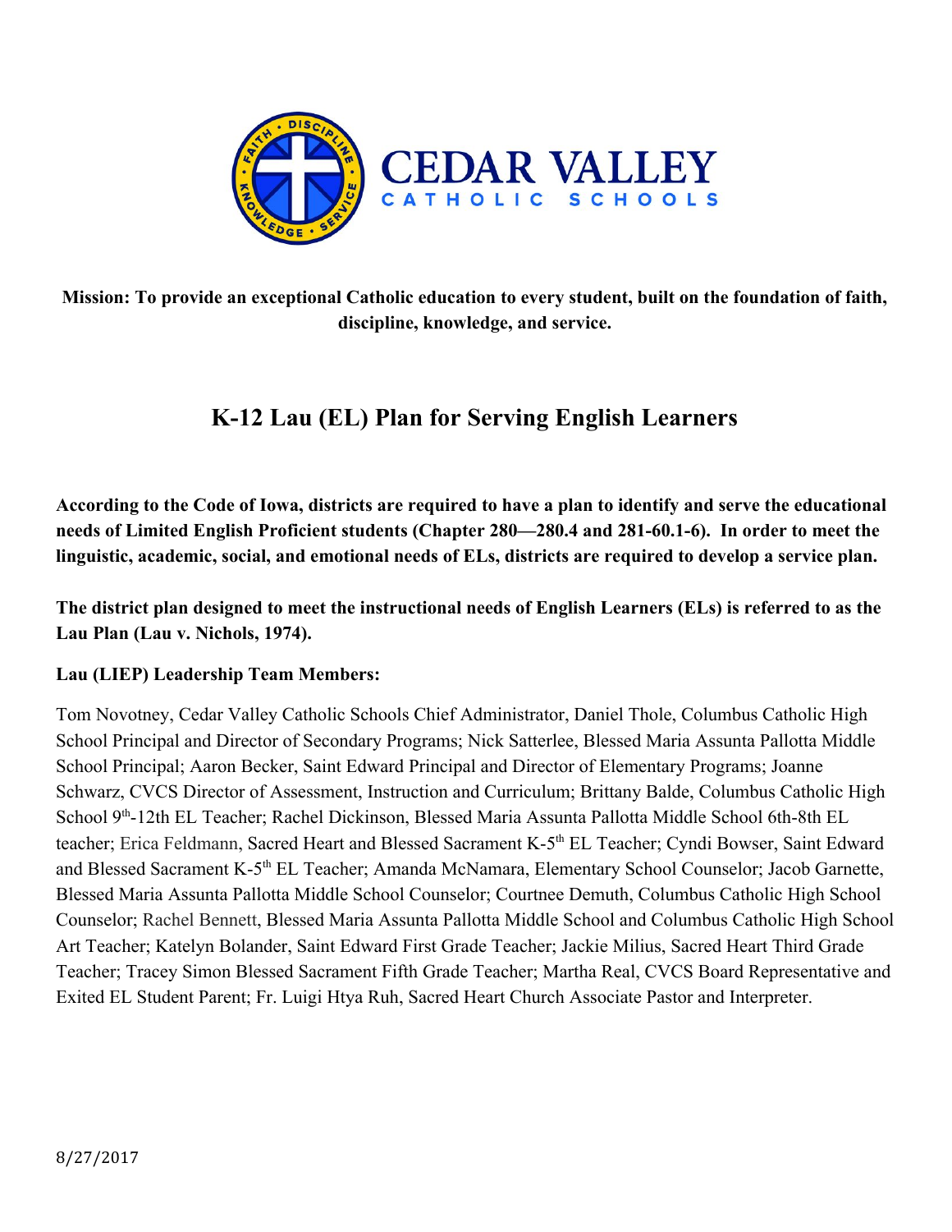**CEDAR VALLEY**
**CATHOLIC SCHOOLS**

**Mission: To provide an exceptional Catholic education to every student, built on the foundation of faith, discipline, knowledge, and service.**

# K-12 Lau (EL) Plan for Serving English Learners

**According to the Code of Iowa, districts are required to have a plan to identify and serve the educational needs of Limited English Proficient students (Chapter 280—280.4 and 281-60.1-6). In order to meet the linguistic, academic, social, and emotional needs of ELs, districts are required to develop a service plan.**

**The district plan designed to meet the instructional needs of English Learners (ELs) is referred to as the Lau Plan (Lau v. Nichols, 1974).**

**Lau (LIEP) Leadership Team Members:**

Tom Novotney, Cedar Valley Catholic Schools Chief Administrator, Daniel Thole, Columbus Catholic High School Principal and Director of Secondary Programs; Nick Satterlee, Blessed Maria Assunta Pallotta Middle School Principal; Aaron Becker, Saint Edward Principal and Director of Elementary Programs; Joanne Schwarz, CVCS Director of Assessment, Instruction and Curriculum; Brittany Balde, Columbus Catholic High School 9th-12th EL Teacher; Rachel Dickinson, Blessed Maria Assunta Pallotta Middle School 6th-8th EL teacher; Erica Feldmann, Sacred Heart and Blessed Sacrament K-5th EL Teacher; Cyndi Bowser, Saint Edward and Blessed Sacrament K-5th EL Teacher; Amanda McNamara, Elementary School Counselor; Jacob Garnette, Blessed Maria Assunta Pallotta Middle School Counselor; Courtnee Demuth, Columbus Catholic High School Counselor; Rachel Bennett, Blessed Maria Assunta Pallotta Middle School and Columbus Catholic High School Art Teacher; Katelyn Bolander, Saint Edward First Grade Teacher; Jackie Milius, Sacred Heart Third Grade Teacher; Tracey Simon Blessed Sacrament Fifth Grade Teacher; Martha Real, CVCS Board Representative and Exited EL Student Parent; Fr. Luigi Htya Ruh, Sacred Heart Church Associate Pastor and Interpreter.

8/27/2017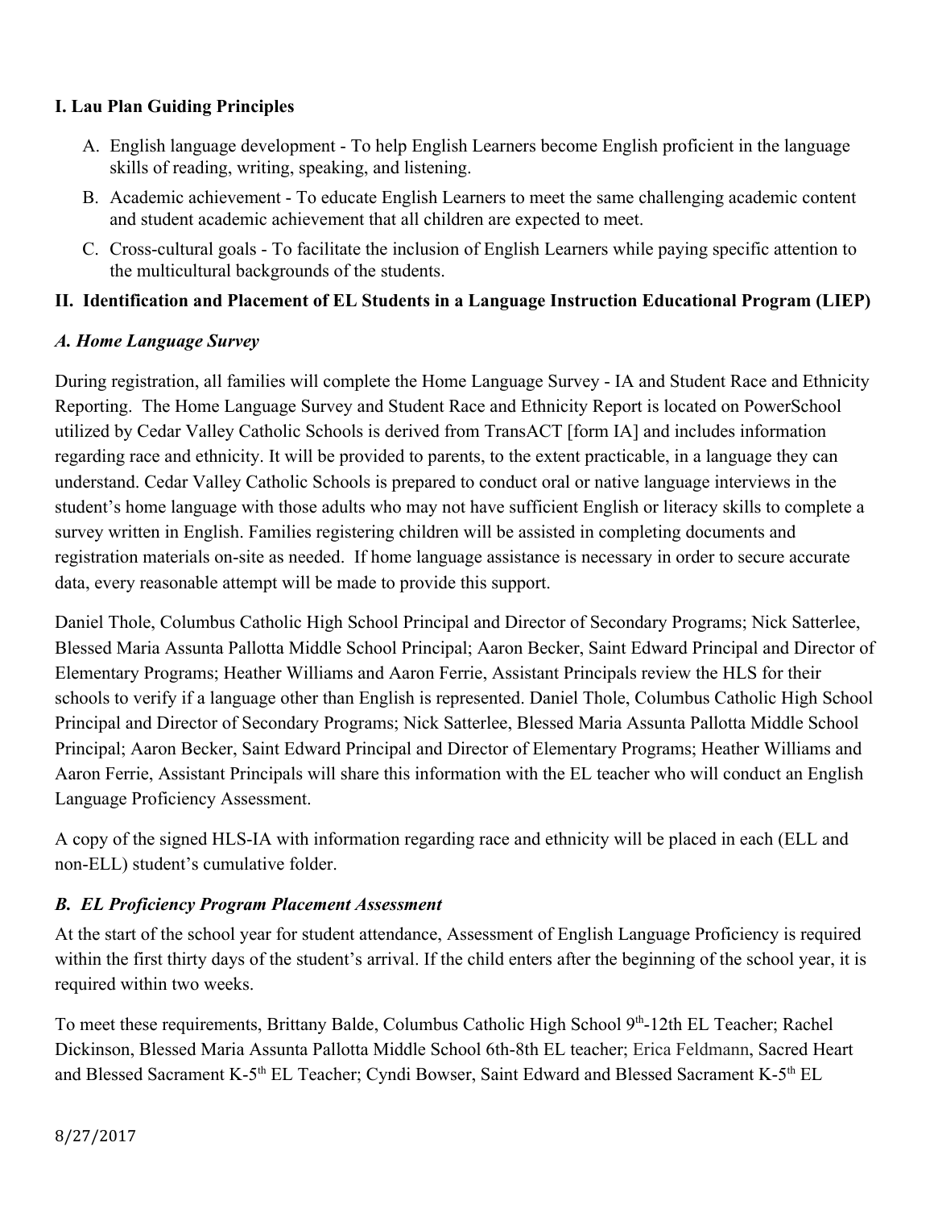## I. Lau Plan Guiding Principles

A. English language development - To help English Learners become English proficient in the language skills of reading, writing, speaking, and listening.

B. Academic achievement - To educate English Learners to meet the same challenging academic content and student academic achievement that all children are expected to meet.

C. Cross-cultural goals - To facilitate the inclusion of English Learners while paying specific attention to the multicultural backgrounds of the students.

## II. Identification and Placement of EL Students in a Language Instruction Educational Program (LIEP)

### *A. Home Language Survey*

During registration, all families will complete the Home Language Survey - IA and Student Race and Ethnicity Reporting. The Home Language Survey and Student Race and Ethnicity Report is located on PowerSchool utilized by Cedar Valley Catholic Schools is derived from TransACT [form IA] and includes information regarding race and ethnicity. It will be provided to parents, to the extent practicable, in a language they can understand. Cedar Valley Catholic Schools is prepared to conduct oral or native language interviews in the student's home language with those adults who may not have sufficient English or literacy skills to complete a survey written in English. Families registering children will be assisted in completing documents and registration materials on-site as needed. If home language assistance is necessary in order to secure accurate data, every reasonable attempt will be made to provide this support.

Daniel Thole, Columbus Catholic High School Principal and Director of Secondary Programs; Nick Satterlee, Blessed Maria Assunta Pallotta Middle School Principal; Aaron Becker, Saint Edward Principal and Director of Elementary Programs; Heather Williams and Aaron Ferrie, Assistant Principals review the HLS for their schools to verify if a language other than English is represented. Daniel Thole, Columbus Catholic High School Principal and Director of Secondary Programs; Nick Satterlee, Blessed Maria Assunta Pallotta Middle School Principal; Aaron Becker, Saint Edward Principal and Director of Elementary Programs; Heather Williams and Aaron Ferrie, Assistant Principals will share this information with the EL teacher who will conduct an English Language Proficiency Assessment.

A copy of the signed HLS-IA with information regarding race and ethnicity will be placed in each (ELL and non-ELL) student's cumulative folder.

### *B. EL Proficiency Program Placement Assessment*

At the start of the school year for student attendance, Assessment of English Language Proficiency is required within the first thirty days of the student's arrival. If the child enters after the beginning of the school year, it is required within two weeks.

To meet these requirements, Brittany Balde, Columbus Catholic High School 9th-12th EL Teacher; Rachel Dickinson, Blessed Maria Assunta Pallotta Middle School 6th-8th EL teacher; Erica Feldmann, Sacred Heart and Blessed Sacrament K-5th EL Teacher; Cyndi Bowser, Saint Edward and Blessed Sacrament K-5th EL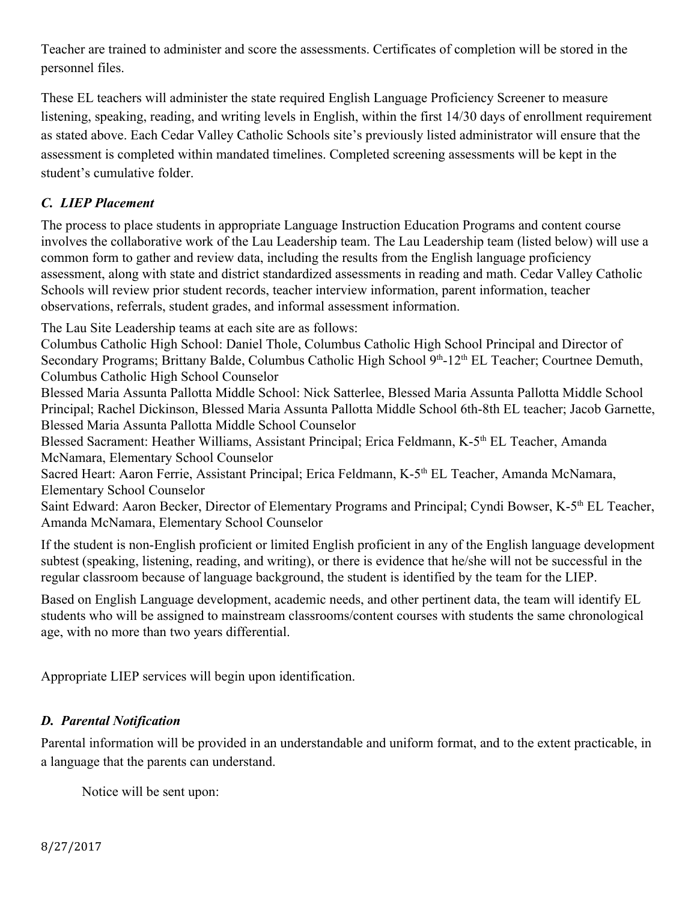Teacher are trained to administer and score the assessments. Certificates of completion will be stored in the personnel files.

These EL teachers will administer the state required English Language Proficiency Screener to measure listening, speaking, reading, and writing levels in English, within the first 14/30 days of enrollment requirement as stated above. Each Cedar Valley Catholic Schools site's previously listed administrator will ensure that the assessment is completed within mandated timelines. Completed screening assessments will be kept in the student's cumulative folder.

### *C. LIEP Placement*

The process to place students in appropriate Language Instruction Education Programs and content course involves the collaborative work of the Lau Leadership team. The Lau Leadership team (listed below) will use a common form to gather and review data, including the results from the English language proficiency assessment, along with state and district standardized assessments in reading and math. Cedar Valley Catholic Schools will review prior student records, teacher interview information, parent information, teacher observations, referrals, student grades, and informal assessment information.

The Lau Site Leadership teams at each site are as follows:

Columbus Catholic High School: Daniel Thole, Columbus Catholic High School Principal and Director of Secondary Programs; Brittany Balde, Columbus Catholic High School 9th-12th EL Teacher; Courtnee Demuth, Columbus Catholic High School Counselor

Blessed Maria Assunta Pallotta Middle School: Nick Satterlee, Blessed Maria Assunta Pallotta Middle School Principal; Rachel Dickinson, Blessed Maria Assunta Pallotta Middle School 6th-8th EL teacher; Jacob Garnette, Blessed Maria Assunta Pallotta Middle School Counselor

Blessed Sacrament: Heather Williams, Assistant Principal; Erica Feldmann, K-5th EL Teacher, Amanda McNamara, Elementary School Counselor

Sacred Heart: Aaron Ferrie, Assistant Principal; Erica Feldmann, K-5th EL Teacher, Amanda McNamara, Elementary School Counselor

Saint Edward: Aaron Becker, Director of Elementary Programs and Principal; Cyndi Bowser, K-5th EL Teacher, Amanda McNamara, Elementary School Counselor

If the student is non-English proficient or limited English proficient in any of the English language development subtest (speaking, listening, reading, and writing), or there is evidence that he/she will not be successful in the regular classroom because of language background, the student is identified by the team for the LIEP.

Based on English Language development, academic needs, and other pertinent data, the team will identify EL students who will be assigned to mainstream classrooms/content courses with students the same chronological age, with no more than two years differential.

Appropriate LIEP services will begin upon identification.

### *D. Parental Notification*

Parental information will be provided in an understandable and uniform format, and to the extent practicable, in a language that the parents can understand.

Notice will be sent upon: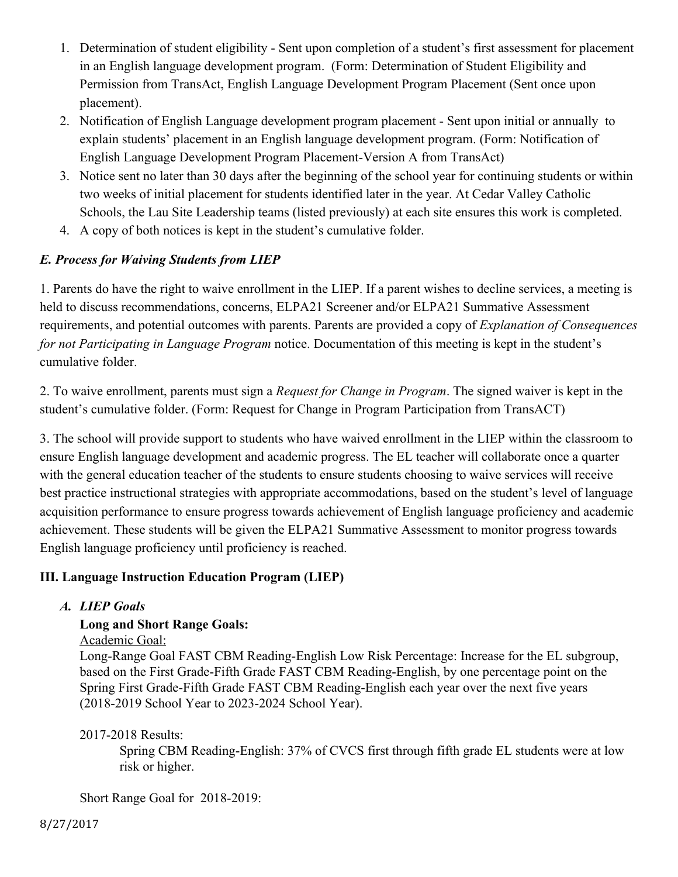1. Determination of student eligibility - Sent upon completion of a student's first assessment for placement in an English language development program. (Form: Determination of Student Eligibility and Permission from TransAct, English Language Development Program Placement (Sent once upon placement).
2. Notification of English Language development program placement - Sent upon initial or annually to explain students' placement in an English language development program. (Form: Notification of English Language Development Program Placement-Version A from TransAct)
3. Notice sent no later than 30 days after the beginning of the school year for continuing students or within two weeks of initial placement for students identified later in the year. At Cedar Valley Catholic Schools, the Lau Site Leadership teams (listed previously) at each site ensures this work is completed.
4. A copy of both notices is kept in the student's cumulative folder.

### *E. Process for Waiving Students from LIEP*

1. Parents do have the right to waive enrollment in the LIEP. If a parent wishes to decline services, a meeting is held to discuss recommendations, concerns, ELPA21 Screener and/or ELPA21 Summative Assessment requirements, and potential outcomes with parents. Parents are provided a copy of *Explanation of Consequences for not Participating in Language Program* notice. Documentation of this meeting is kept in the student's cumulative folder.

2. To waive enrollment, parents must sign a *Request for Change in Program*. The signed waiver is kept in the student's cumulative folder. (Form: Request for Change in Program Participation from TransACT)

3. The school will provide support to students who have waived enrollment in the LIEP within the classroom to ensure English language development and academic progress. The EL teacher will collaborate once a quarter with the general education teacher of the students to ensure students choosing to waive services will receive best practice instructional strategies with appropriate accommodations, based on the student's level of language acquisition performance to ensure progress towards achievement of English language proficiency and academic achievement. These students will be given the ELPA21 Summative Assessment to monitor progress towards English language proficiency until proficiency is reached.

## III. Language Instruction Education Program (LIEP)

### *A. LIEP Goals*

**Long and Short Range Goals:**

Academic Goal:

Long-Range Goal FAST CBM Reading-English Low Risk Percentage: Increase for the EL subgroup, based on the First Grade-Fifth Grade FAST CBM Reading-English, by one percentage point on the Spring First Grade-Fifth Grade FAST CBM Reading-English each year over the next five years (2018-2019 School Year to 2023-2024 School Year).

2017-2018 Results:

Spring CBM Reading-English: 37% of CVCS first through fifth grade EL students were at low risk or higher.

Short Range Goal for 2018-2019: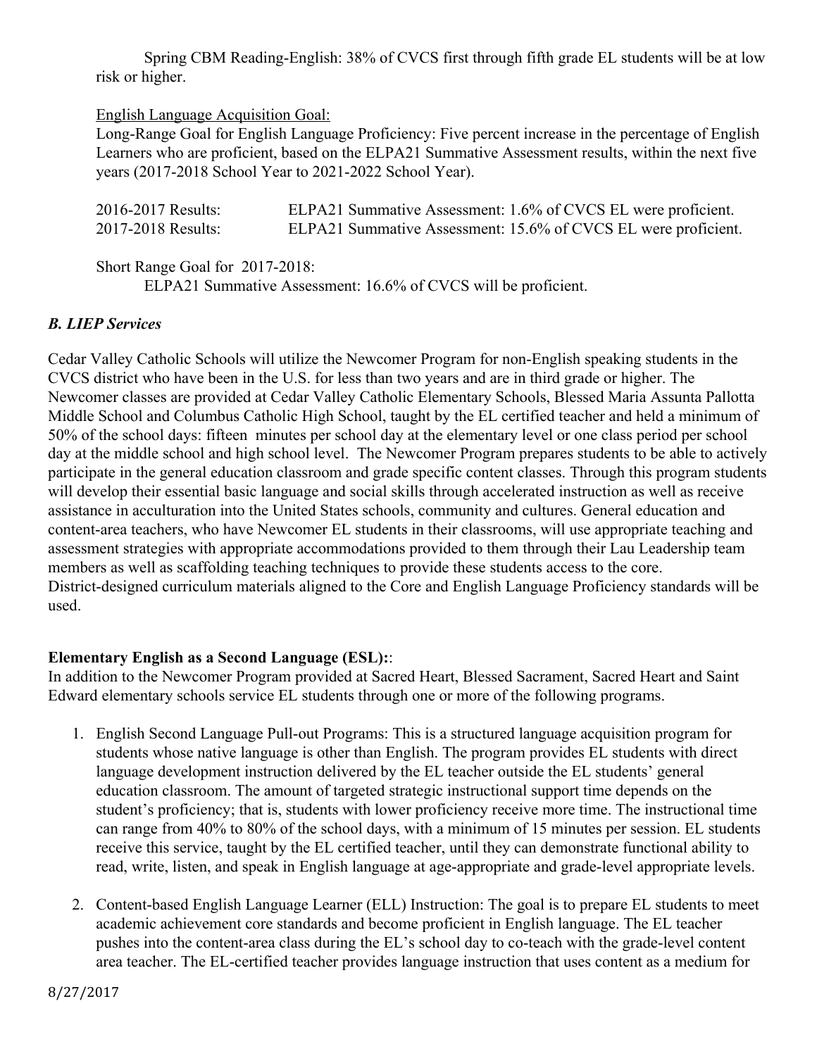Spring CBM Reading-English: 38% of CVCS first through fifth grade EL students will be at low risk or higher.

English Language Acquisition Goal:
Long-Range Goal for English Language Proficiency: Five percent increase in the percentage of English Learners who are proficient, based on the ELPA21 Summative Assessment results, within the next five years (2017-2018 School Year to 2021-2022 School Year).

2016-2017 Results: ELPA21 Summative Assessment: 1.6% of CVCS EL were proficient.
2017-2018 Results: ELPA21 Summative Assessment: 15.6% of CVCS EL were proficient.

Short Range Goal for 2017-2018:
ELPA21 Summative Assessment: 16.6% of CVCS will be proficient.

### *B. LIEP Services*

Cedar Valley Catholic Schools will utilize the Newcomer Program for non-English speaking students in the CVCS district who have been in the U.S. for less than two years and are in third grade or higher. The Newcomer classes are provided at Cedar Valley Catholic Elementary Schools, Blessed Maria Assunta Pallotta Middle School and Columbus Catholic High School, taught by the EL certified teacher and held a minimum of 50% of the school days: fifteen minutes per school day at the elementary level or one class period per school day at the middle school and high school level. The Newcomer Program prepares students to be able to actively participate in the general education classroom and grade specific content classes. Through this program students will develop their essential basic language and social skills through accelerated instruction as well as receive assistance in acculturation into the United States schools, community and cultures. General education and content-area teachers, who have Newcomer EL students in their classrooms, will use appropriate teaching and assessment strategies with appropriate accommodations provided to them through their Lau Leadership team members as well as scaffolding teaching techniques to provide these students access to the core. District-designed curriculum materials aligned to the Core and English Language Proficiency standards will be used.

**Elementary English as a Second Language (ESL):**:
In addition to the Newcomer Program provided at Sacred Heart, Blessed Sacrament, Sacred Heart and Saint Edward elementary schools service EL students through one or more of the following programs.

1. English Second Language Pull-out Programs: This is a structured language acquisition program for students whose native language is other than English. The program provides EL students with direct language development instruction delivered by the EL teacher outside the EL students' general education classroom. The amount of targeted strategic instructional support time depends on the student's proficiency; that is, students with lower proficiency receive more time. The instructional time can range from 40% to 80% of the school days, with a minimum of 15 minutes per session. EL students receive this service, taught by the EL certified teacher, until they can demonstrate functional ability to read, write, listen, and speak in English language at age-appropriate and grade-level appropriate levels.

2. Content-based English Language Learner (ELL) Instruction: The goal is to prepare EL students to meet academic achievement core standards and become proficient in English language. The EL teacher pushes into the content-area class during the EL's school day to co-teach with the grade-level content area teacher. The EL-certified teacher provides language instruction that uses content as a medium for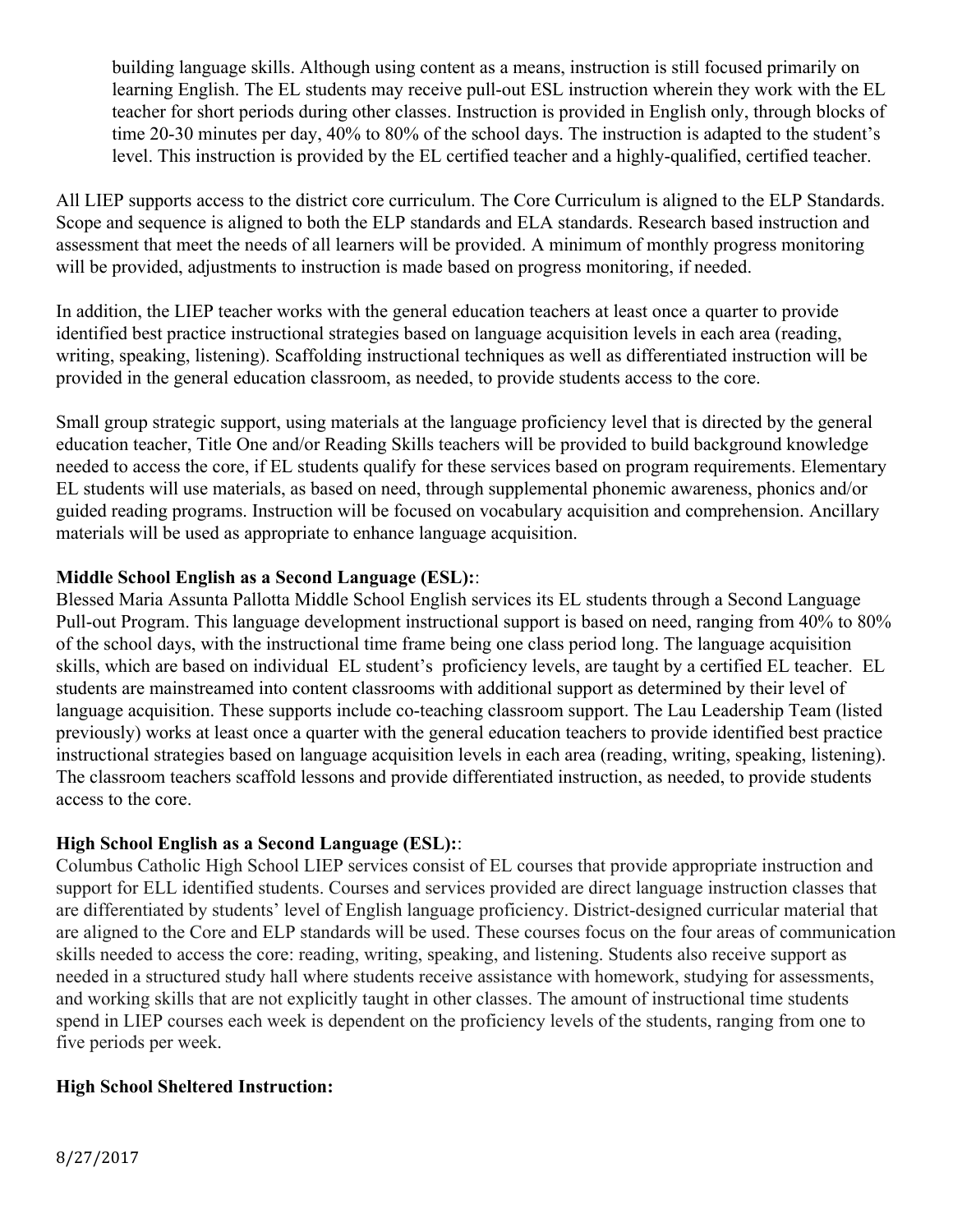building language skills. Although using content as a means, instruction is still focused primarily on learning English. The EL students may receive pull-out ESL instruction wherein they work with the EL teacher for short periods during other classes. Instruction is provided in English only, through blocks of time 20-30 minutes per day, 40% to 80% of the school days. The instruction is adapted to the student's level. This instruction is provided by the EL certified teacher and a highly-qualified, certified teacher.

All LIEP supports access to the district core curriculum. The Core Curriculum is aligned to the ELP Standards. Scope and sequence is aligned to both the ELP standards and ELA standards. Research based instruction and assessment that meet the needs of all learners will be provided. A minimum of monthly progress monitoring will be provided, adjustments to instruction is made based on progress monitoring, if needed.

In addition, the LIEP teacher works with the general education teachers at least once a quarter to provide identified best practice instructional strategies based on language acquisition levels in each area (reading, writing, speaking, listening). Scaffolding instructional techniques as well as differentiated instruction will be provided in the general education classroom, as needed, to provide students access to the core.

Small group strategic support, using materials at the language proficiency level that is directed by the general education teacher, Title One and/or Reading Skills teachers will be provided to build background knowledge needed to access the core, if EL students qualify for these services based on program requirements. Elementary EL students will use materials, as based on need, through supplemental phonemic awareness, phonics and/or guided reading programs. Instruction will be focused on vocabulary acquisition and comprehension. Ancillary materials will be used as appropriate to enhance language acquisition.

**Middle School English as a Second Language (ESL):**:

Blessed Maria Assunta Pallotta Middle School English services its EL students through a Second Language Pull-out Program. This language development instructional support is based on need, ranging from 40% to 80% of the school days, with the instructional time frame being one class period long. The language acquisition skills, which are based on individual EL student's proficiency levels, are taught by a certified EL teacher. EL students are mainstreamed into content classrooms with additional support as determined by their level of language acquisition. These supports include co-teaching classroom support. The Lau Leadership Team (listed previously) works at least once a quarter with the general education teachers to provide identified best practice instructional strategies based on language acquisition levels in each area (reading, writing, speaking, listening). The classroom teachers scaffold lessons and provide differentiated instruction, as needed, to provide students access to the core.

**High School English as a Second Language (ESL):**:

Columbus Catholic High School LIEP services consist of EL courses that provide appropriate instruction and support for ELL identified students. Courses and services provided are direct language instruction classes that are differentiated by students' level of English language proficiency. District-designed curricular material that are aligned to the Core and ELP standards will be used. These courses focus on the four areas of communication skills needed to access the core: reading, writing, speaking, and listening. Students also receive support as needed in a structured study hall where students receive assistance with homework, studying for assessments, and working skills that are not explicitly taught in other classes. The amount of instructional time students spend in LIEP courses each week is dependent on the proficiency levels of the students, ranging from one to five periods per week.

**High School Sheltered Instruction:**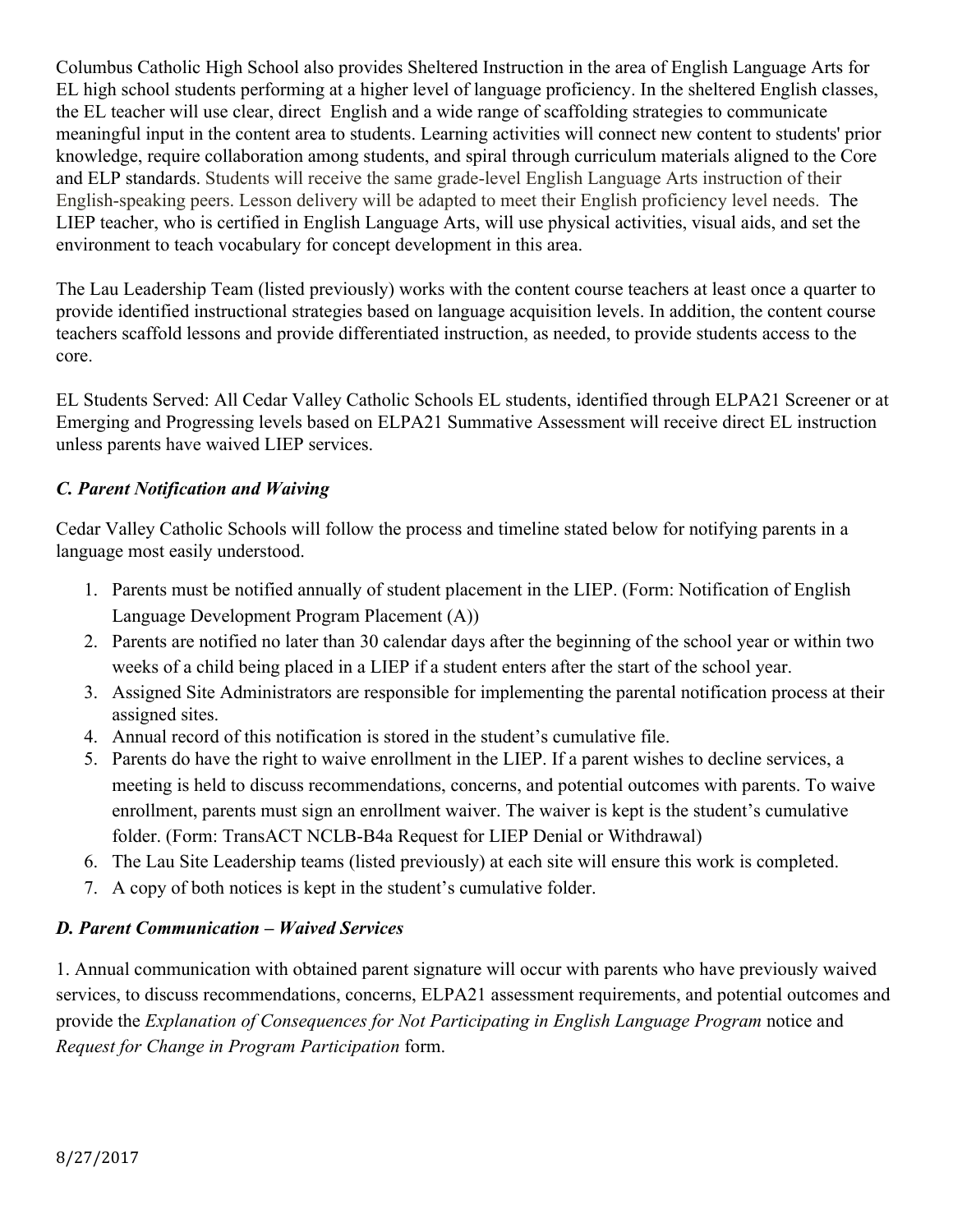Columbus Catholic High School also provides Sheltered Instruction in the area of English Language Arts for EL high school students performing at a higher level of language proficiency. In the sheltered English classes, the EL teacher will use clear, direct English and a wide range of scaffolding strategies to communicate meaningful input in the content area to students. Learning activities will connect new content to students' prior knowledge, require collaboration among students, and spiral through curriculum materials aligned to the Core and ELP standards. Students will receive the same grade-level English Language Arts instruction of their English-speaking peers. Lesson delivery will be adapted to meet their English proficiency level needs. The LIEP teacher, who is certified in English Language Arts, will use physical activities, visual aids, and set the environment to teach vocabulary for concept development in this area.

The Lau Leadership Team (listed previously) works with the content course teachers at least once a quarter to provide identified instructional strategies based on language acquisition levels. In addition, the content course teachers scaffold lessons and provide differentiated instruction, as needed, to provide students access to the core.

EL Students Served: All Cedar Valley Catholic Schools EL students, identified through ELPA21 Screener or at Emerging and Progressing levels based on ELPA21 Summative Assessment will receive direct EL instruction unless parents have waived LIEP services.

### *C. Parent Notification and Waiving*

Cedar Valley Catholic Schools will follow the process and timeline stated below for notifying parents in a language most easily understood.

1. Parents must be notified annually of student placement in the LIEP. (Form: Notification of English Language Development Program Placement (A))
2. Parents are notified no later than 30 calendar days after the beginning of the school year or within two weeks of a child being placed in a LIEP if a student enters after the start of the school year.
3. Assigned Site Administrators are responsible for implementing the parental notification process at their assigned sites.
4. Annual record of this notification is stored in the student's cumulative file.
5. Parents do have the right to waive enrollment in the LIEP. If a parent wishes to decline services, a meeting is held to discuss recommendations, concerns, and potential outcomes with parents. To waive enrollment, parents must sign an enrollment waiver. The waiver is kept is the student's cumulative folder. (Form: TransACT NCLB-B4a Request for LIEP Denial or Withdrawal)
6. The Lau Site Leadership teams (listed previously) at each site will ensure this work is completed.
7. A copy of both notices is kept in the student's cumulative folder.

### *D. Parent Communication – Waived Services*

1. Annual communication with obtained parent signature will occur with parents who have previously waived services, to discuss recommendations, concerns, ELPA21 assessment requirements, and potential outcomes and provide the *Explanation of Consequences for Not Participating in English Language Program* notice and *Request for Change in Program Participation* form.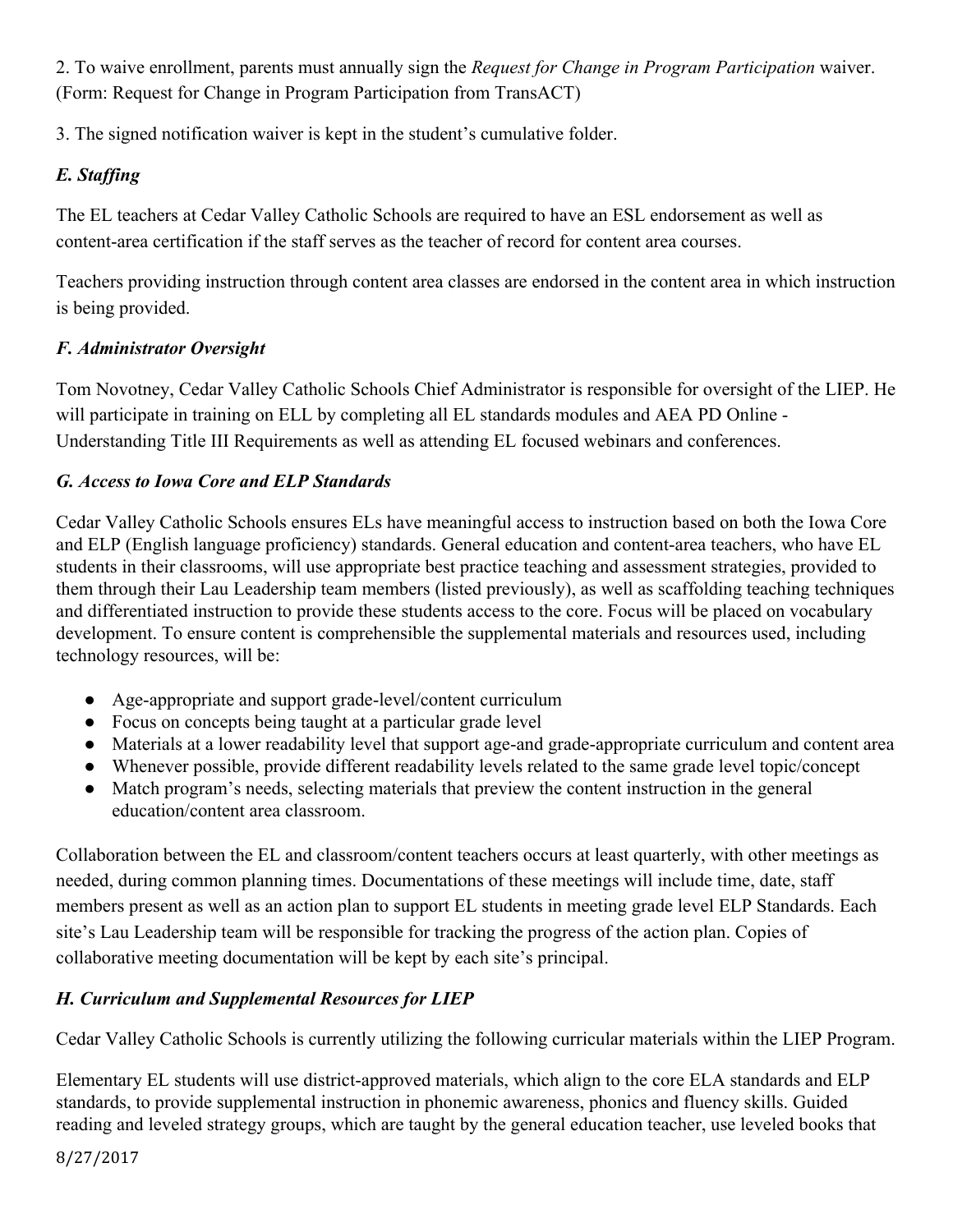2. To waive enrollment, parents must annually sign the *Request for Change in Program Participation* waiver. (Form: Request for Change in Program Participation from TransACT)

3. The signed notification waiver is kept in the student's cumulative folder.

### *E. Staffing*

The EL teachers at Cedar Valley Catholic Schools are required to have an ESL endorsement as well as content-area certification if the staff serves as the teacher of record for content area courses.

Teachers providing instruction through content area classes are endorsed in the content area in which instruction is being provided.

### *F. Administrator Oversight*

Tom Novotney, Cedar Valley Catholic Schools Chief Administrator is responsible for oversight of the LIEP. He will participate in training on ELL by completing all EL standards modules and AEA PD Online - Understanding Title III Requirements as well as attending EL focused webinars and conferences.

### *G. Access to Iowa Core and ELP Standards*

Cedar Valley Catholic Schools ensures ELs have meaningful access to instruction based on both the Iowa Core and ELP (English language proficiency) standards. General education and content-area teachers, who have EL students in their classrooms, will use appropriate best practice teaching and assessment strategies, provided to them through their Lau Leadership team members (listed previously), as well as scaffolding teaching techniques and differentiated instruction to provide these students access to the core. Focus will be placed on vocabulary development. To ensure content is comprehensible the supplemental materials and resources used, including technology resources, will be:

- Age-appropriate and support grade-level/content curriculum
- Focus on concepts being taught at a particular grade level
- Materials at a lower readability level that support age-and grade-appropriate curriculum and content area
- Whenever possible, provide different readability levels related to the same grade level topic/concept
- Match program's needs, selecting materials that preview the content instruction in the general education/content area classroom.

Collaboration between the EL and classroom/content teachers occurs at least quarterly, with other meetings as needed, during common planning times. Documentations of these meetings will include time, date, staff members present as well as an action plan to support EL students in meeting grade level ELP Standards. Each site's Lau Leadership team will be responsible for tracking the progress of the action plan. Copies of collaborative meeting documentation will be kept by each site's principal.

### *H. Curriculum and Supplemental Resources for LIEP*

Cedar Valley Catholic Schools is currently utilizing the following curricular materials within the LIEP Program.

Elementary EL students will use district-approved materials, which align to the core ELA standards and ELP standards, to provide supplemental instruction in phonemic awareness, phonics and fluency skills. Guided reading and leveled strategy groups, which are taught by the general education teacher, use leveled books that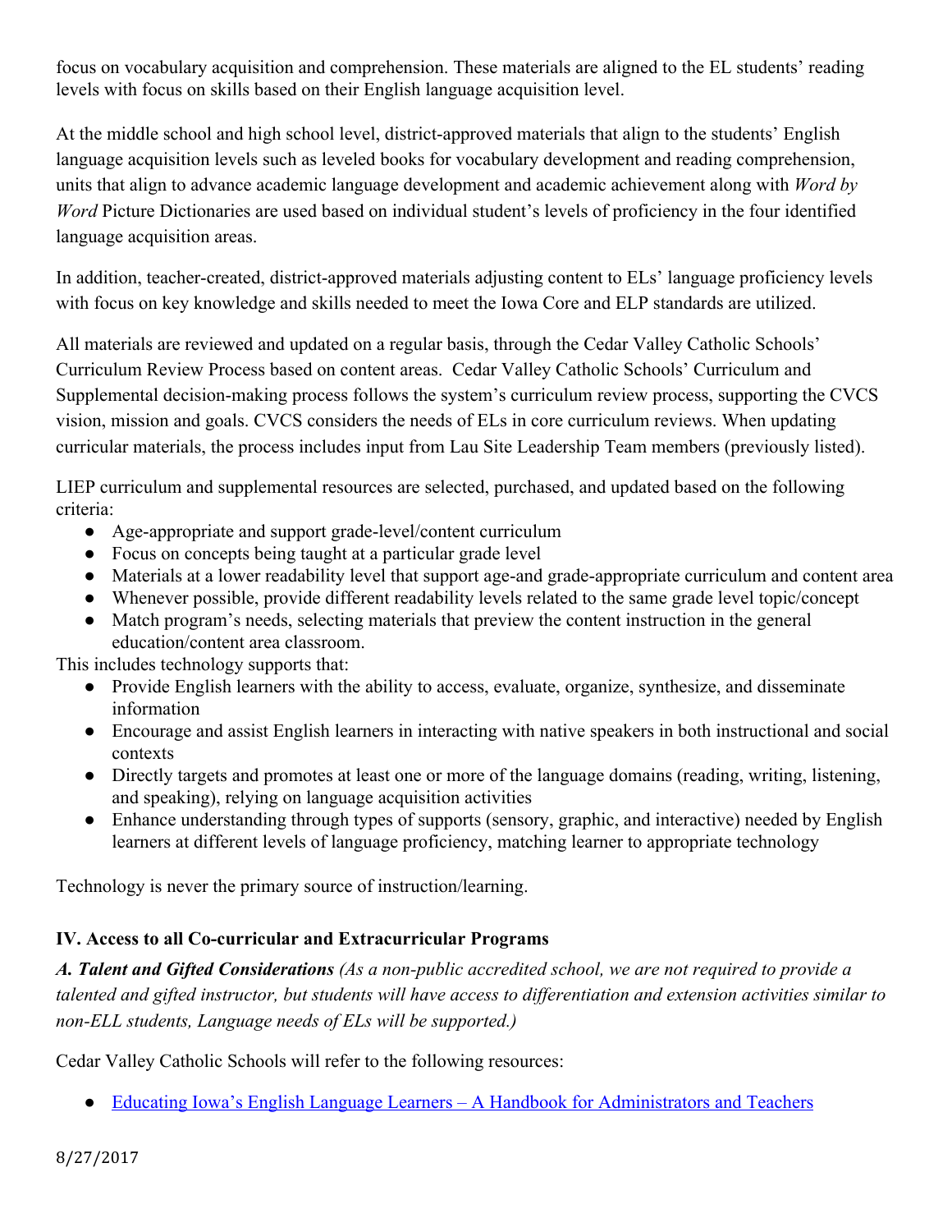focus on vocabulary acquisition and comprehension. These materials are aligned to the EL students' reading levels with focus on skills based on their English language acquisition level.

At the middle school and high school level, district-approved materials that align to the students' English language acquisition levels such as leveled books for vocabulary development and reading comprehension, units that align to advance academic language development and academic achievement along with *Word by Word* Picture Dictionaries are used based on individual student's levels of proficiency in the four identified language acquisition areas.

In addition, teacher-created, district-approved materials adjusting content to ELs' language proficiency levels with focus on key knowledge and skills needed to meet the Iowa Core and ELP standards are utilized.

All materials are reviewed and updated on a regular basis, through the Cedar Valley Catholic Schools' Curriculum Review Process based on content areas. Cedar Valley Catholic Schools' Curriculum and Supplemental decision-making process follows the system's curriculum review process, supporting the CVCS vision, mission and goals. CVCS considers the needs of ELs in core curriculum reviews. When updating curricular materials, the process includes input from Lau Site Leadership Team members (previously listed).

LIEP curriculum and supplemental resources are selected, purchased, and updated based on the following criteria:

- Age-appropriate and support grade-level/content curriculum
- Focus on concepts being taught at a particular grade level
- Materials at a lower readability level that support age-and grade-appropriate curriculum and content area
- Whenever possible, provide different readability levels related to the same grade level topic/concept
- Match program's needs, selecting materials that preview the content instruction in the general education/content area classroom.

This includes technology supports that:

- Provide English learners with the ability to access, evaluate, organize, synthesize, and disseminate information
- Encourage and assist English learners in interacting with native speakers in both instructional and social contexts
- Directly targets and promotes at least one or more of the language domains (reading, writing, listening, and speaking), relying on language acquisition activities
- Enhance understanding through types of supports (sensory, graphic, and interactive) needed by English learners at different levels of language proficiency, matching learner to appropriate technology

Technology is never the primary source of instruction/learning.

## IV. Access to all Co-curricular and Extracurricular Programs

***A. Talent and Gifted Considerations*** *(As a non-public accredited school, we are not required to provide a talented and gifted instructor, but students will have access to differentiation and extension activities similar to non-ELL students, Language needs of ELs will be supported.)*

Cedar Valley Catholic Schools will refer to the following resources:

- [Educating Iowa's English Language Learners – A Handbook for Administrators and Teachers]()

8/27/2017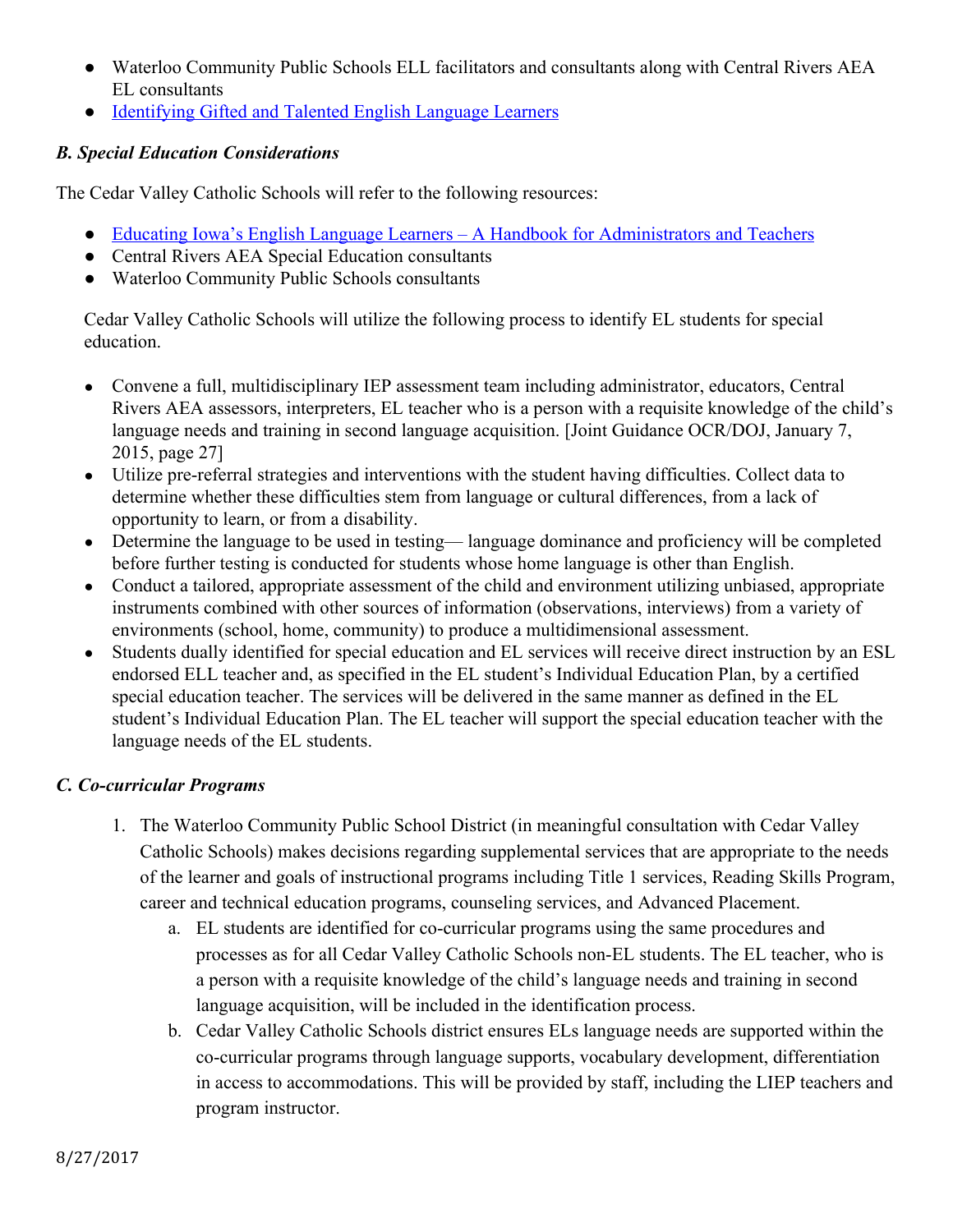- Waterloo Community Public Schools ELL facilitators and consultants along with Central Rivers AEA EL consultants
- Identifying Gifted and Talented English Language Learners

### *B. Special Education Considerations*

The Cedar Valley Catholic Schools will refer to the following resources:

- Educating Iowa's English Language Learners – A Handbook for Administrators and Teachers
- Central Rivers AEA Special Education consultants
- Waterloo Community Public Schools consultants

Cedar Valley Catholic Schools will utilize the following process to identify EL students for special education.

- Convene a full, multidisciplinary IEP assessment team including administrator, educators, Central Rivers AEA assessors, interpreters, EL teacher who is a person with a requisite knowledge of the child's language needs and training in second language acquisition. [Joint Guidance OCR/DOJ, January 7, 2015, page 27]
- Utilize pre-referral strategies and interventions with the student having difficulties. Collect data to determine whether these difficulties stem from language or cultural differences, from a lack of opportunity to learn, or from a disability.
- Determine the language to be used in testing— language dominance and proficiency will be completed before further testing is conducted for students whose home language is other than English.
- Conduct a tailored, appropriate assessment of the child and environment utilizing unbiased, appropriate instruments combined with other sources of information (observations, interviews) from a variety of environments (school, home, community) to produce a multidimensional assessment.
- Students dually identified for special education and EL services will receive direct instruction by an ESL endorsed ELL teacher and, as specified in the EL student's Individual Education Plan, by a certified special education teacher. The services will be delivered in the same manner as defined in the EL student's Individual Education Plan. The EL teacher will support the special education teacher with the language needs of the EL students.

### *C. Co-curricular Programs*

1. The Waterloo Community Public School District (in meaningful consultation with Cedar Valley Catholic Schools) makes decisions regarding supplemental services that are appropriate to the needs of the learner and goals of instructional programs including Title 1 services, Reading Skills Program, career and technical education programs, counseling services, and Advanced Placement.
    a. EL students are identified for co-curricular programs using the same procedures and processes as for all Cedar Valley Catholic Schools non-EL students. The EL teacher, who is a person with a requisite knowledge of the child's language needs and training in second language acquisition, will be included in the identification process.
    b. Cedar Valley Catholic Schools district ensures ELs language needs are supported within the co-curricular programs through language supports, vocabulary development, differentiation in access to accommodations. This will be provided by staff, including the LIEP teachers and program instructor.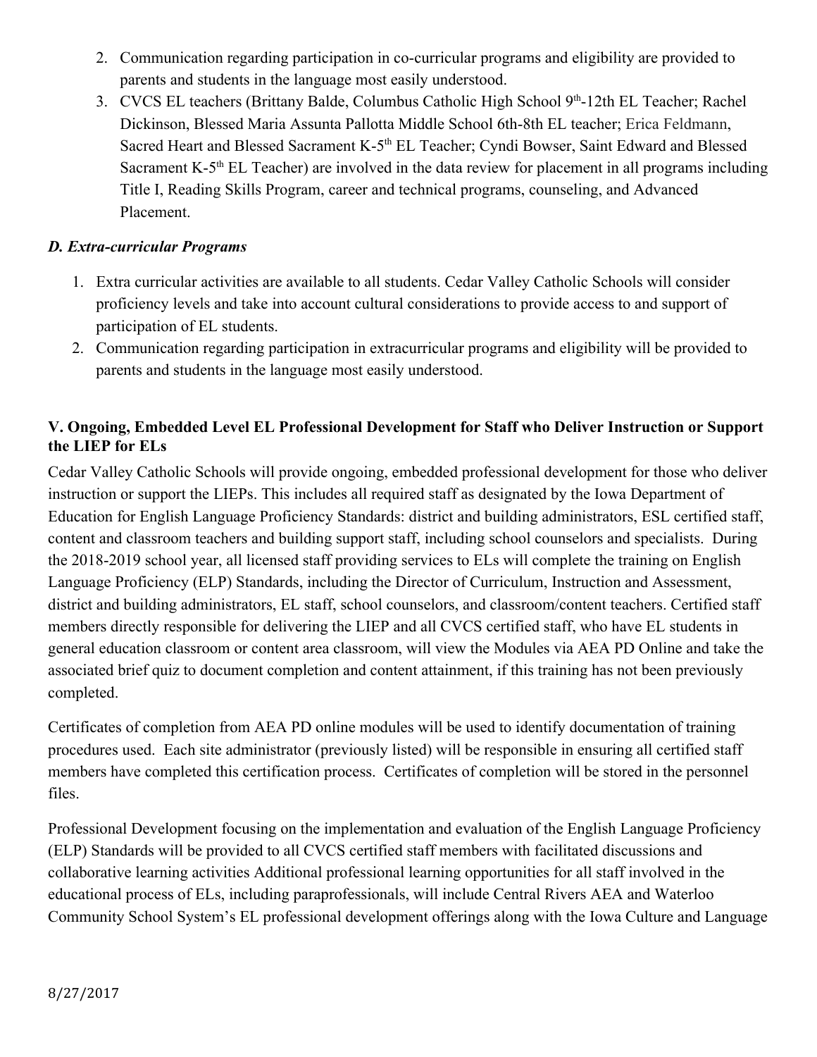2. Communication regarding participation in co-curricular programs and eligibility are provided to parents and students in the language most easily understood.
3. CVCS EL teachers (Brittany Balde, Columbus Catholic High School 9th-12th EL Teacher; Rachel Dickinson, Blessed Maria Assunta Pallotta Middle School 6th-8th EL teacher; Erica Feldmann, Sacred Heart and Blessed Sacrament K-5th EL Teacher; Cyndi Bowser, Saint Edward and Blessed Sacrament K-5th EL Teacher) are involved in the data review for placement in all programs including Title I, Reading Skills Program, career and technical programs, counseling, and Advanced Placement.

### *D. Extra-curricular Programs*

1. Extra curricular activities are available to all students. Cedar Valley Catholic Schools will consider proficiency levels and take into account cultural considerations to provide access to and support of participation of EL students.
2. Communication regarding participation in extracurricular programs and eligibility will be provided to parents and students in the language most easily understood.

## V. Ongoing, Embedded Level EL Professional Development for Staff who Deliver Instruction or Support the LIEP for ELs

Cedar Valley Catholic Schools will provide ongoing, embedded professional development for those who deliver instruction or support the LIEPs. This includes all required staff as designated by the Iowa Department of Education for English Language Proficiency Standards: district and building administrators, ESL certified staff, content and classroom teachers and building support staff, including school counselors and specialists. During the 2018-2019 school year, all licensed staff providing services to ELs will complete the training on English Language Proficiency (ELP) Standards, including the Director of Curriculum, Instruction and Assessment, district and building administrators, EL staff, school counselors, and classroom/content teachers. Certified staff members directly responsible for delivering the LIEP and all CVCS certified staff, who have EL students in general education classroom or content area classroom, will view the Modules via AEA PD Online and take the associated brief quiz to document completion and content attainment, if this training has not been previously completed.

Certificates of completion from AEA PD online modules will be used to identify documentation of training procedures used. Each site administrator (previously listed) will be responsible in ensuring all certified staff members have completed this certification process. Certificates of completion will be stored in the personnel files.

Professional Development focusing on the implementation and evaluation of the English Language Proficiency (ELP) Standards will be provided to all CVCS certified staff members with facilitated discussions and collaborative learning activities Additional professional learning opportunities for all staff involved in the educational process of ELs, including paraprofessionals, will include Central Rivers AEA and Waterloo Community School System's EL professional development offerings along with the Iowa Culture and Language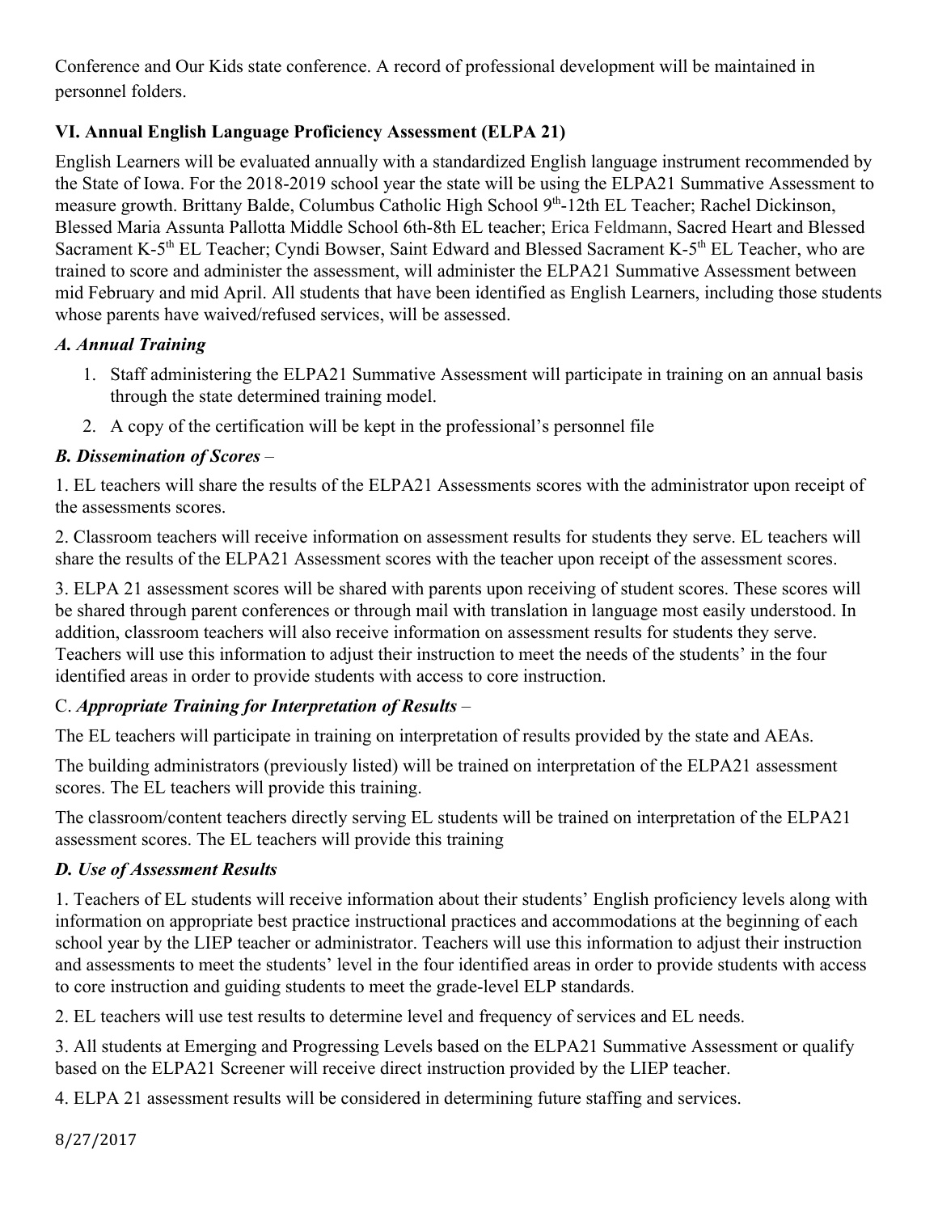Conference and Our Kids state conference. A record of professional development will be maintained in personnel folders.

### VI. Annual English Language Proficiency Assessment (ELPA 21)

English Learners will be evaluated annually with a standardized English language instrument recommended by the State of Iowa. For the 2018-2019 school year the state will be using the ELPA21 Summative Assessment to measure growth. Brittany Balde, Columbus Catholic High School 9th-12th EL Teacher; Rachel Dickinson, Blessed Maria Assunta Pallotta Middle School 6th-8th EL teacher; Erica Feldmann, Sacred Heart and Blessed Sacrament K-5th EL Teacher; Cyndi Bowser, Saint Edward and Blessed Sacrament K-5th EL Teacher, who are trained to score and administer the assessment, will administer the ELPA21 Summative Assessment between mid February and mid April. All students that have been identified as English Learners, including those students whose parents have waived/refused services, will be assessed.

#### *A. Annual Training*

1. Staff administering the ELPA21 Summative Assessment will participate in training on an annual basis through the state determined training model.
2. A copy of the certification will be kept in the professional's personnel file

#### *B. Dissemination of Scores* –

1. EL teachers will share the results of the ELPA21 Assessments scores with the administrator upon receipt of the assessments scores.

2. Classroom teachers will receive information on assessment results for students they serve. EL teachers will share the results of the ELPA21 Assessment scores with the teacher upon receipt of the assessment scores.

3. ELPA 21 assessment scores will be shared with parents upon receiving of student scores. These scores will be shared through parent conferences or through mail with translation in language most easily understood. In addition, classroom teachers will also receive information on assessment results for students they serve. Teachers will use this information to adjust their instruction to meet the needs of the students' in the four identified areas in order to provide students with access to core instruction.

#### C. *Appropriate Training for Interpretation of Results* –

The EL teachers will participate in training on interpretation of results provided by the state and AEAs.

The building administrators (previously listed) will be trained on interpretation of the ELPA21 assessment scores. The EL teachers will provide this training.

The classroom/content teachers directly serving EL students will be trained on interpretation of the ELPA21 assessment scores. The EL teachers will provide this training

#### *D. Use of Assessment Results*

1. Teachers of EL students will receive information about their students' English proficiency levels along with information on appropriate best practice instructional practices and accommodations at the beginning of each school year by the LIEP teacher or administrator. Teachers will use this information to adjust their instruction and assessments to meet the students' level in the four identified areas in order to provide students with access to core instruction and guiding students to meet the grade-level ELP standards.

2. EL teachers will use test results to determine level and frequency of services and EL needs.

3. All students at Emerging and Progressing Levels based on the ELPA21 Summative Assessment or qualify based on the ELPA21 Screener will receive direct instruction provided by the LIEP teacher.

4. ELPA 21 assessment results will be considered in determining future staffing and services.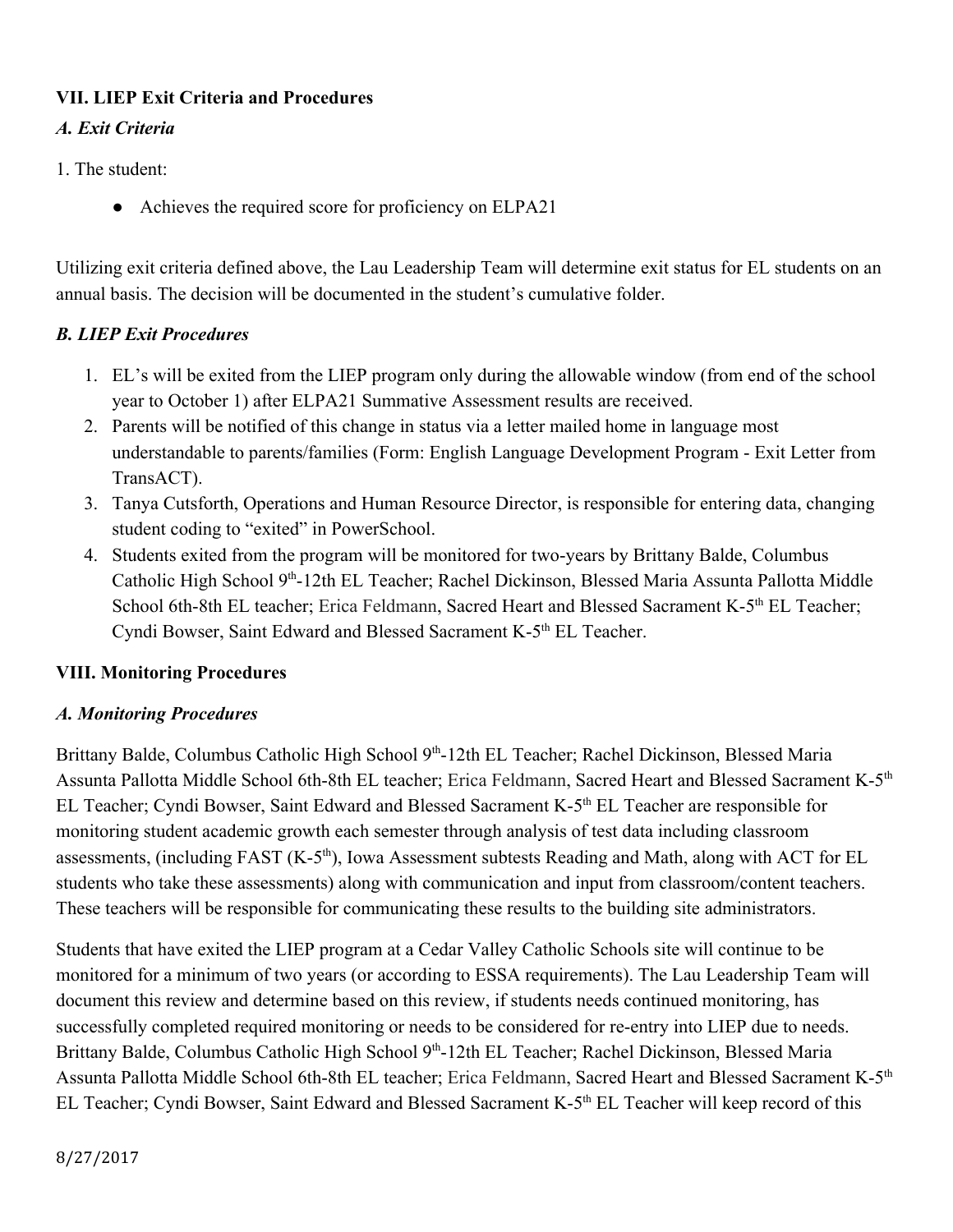### VII. LIEP Exit Criteria and Procedures

#### *A. Exit Criteria*

1. The student:

- Achieves the required score for proficiency on ELPA21

Utilizing exit criteria defined above, the Lau Leadership Team will determine exit status for EL students on an annual basis. The decision will be documented in the student's cumulative folder.

#### *B. LIEP Exit Procedures*

1. EL's will be exited from the LIEP program only during the allowable window (from end of the school year to October 1) after ELPA21 Summative Assessment results are received.
2. Parents will be notified of this change in status via a letter mailed home in language most understandable to parents/families (Form: English Language Development Program - Exit Letter from TransACT).
3. Tanya Cutsforth, Operations and Human Resource Director, is responsible for entering data, changing student coding to "exited" in PowerSchool.
4. Students exited from the program will be monitored for two-years by Brittany Balde, Columbus Catholic High School 9th-12th EL Teacher; Rachel Dickinson, Blessed Maria Assunta Pallotta Middle School 6th-8th EL teacher; Erica Feldmann, Sacred Heart and Blessed Sacrament K-5th EL Teacher; Cyndi Bowser, Saint Edward and Blessed Sacrament K-5th EL Teacher.

### VIII. Monitoring Procedures

#### *A. Monitoring Procedures*

Brittany Balde, Columbus Catholic High School 9th-12th EL Teacher; Rachel Dickinson, Blessed Maria Assunta Pallotta Middle School 6th-8th EL teacher; Erica Feldmann, Sacred Heart and Blessed Sacrament K-5th EL Teacher; Cyndi Bowser, Saint Edward and Blessed Sacrament K-5th EL Teacher are responsible for monitoring student academic growth each semester through analysis of test data including classroom assessments, (including FAST (K-5th), Iowa Assessment subtests Reading and Math, along with ACT for EL students who take these assessments) along with communication and input from classroom/content teachers. These teachers will be responsible for communicating these results to the building site administrators.

Students that have exited the LIEP program at a Cedar Valley Catholic Schools site will continue to be monitored for a minimum of two years (or according to ESSA requirements). The Lau Leadership Team will document this review and determine based on this review, if students needs continued monitoring, has successfully completed required monitoring or needs to be considered for re-entry into LIEP due to needs. Brittany Balde, Columbus Catholic High School 9th-12th EL Teacher; Rachel Dickinson, Blessed Maria Assunta Pallotta Middle School 6th-8th EL teacher; Erica Feldmann, Sacred Heart and Blessed Sacrament K-5th EL Teacher; Cyndi Bowser, Saint Edward and Blessed Sacrament K-5th EL Teacher will keep record of this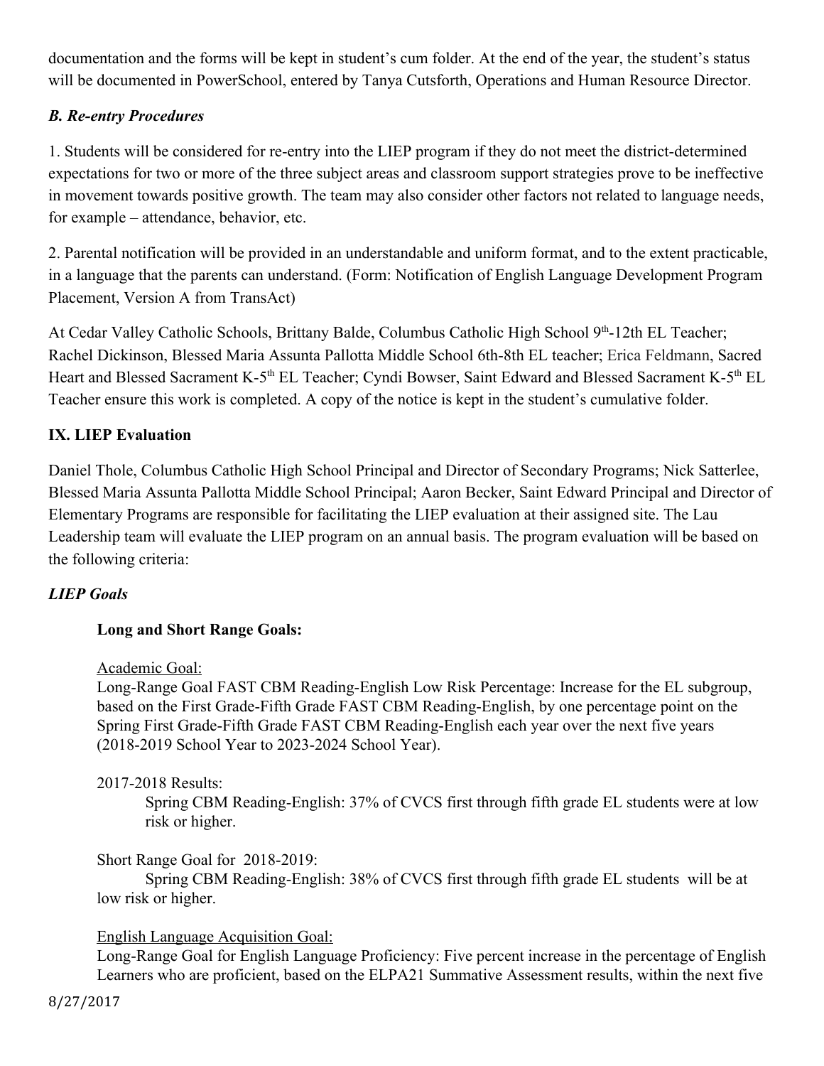documentation and the forms will be kept in student's cum folder. At the end of the year, the student's status will be documented in PowerSchool, entered by Tanya Cutsforth, Operations and Human Resource Director.

***B. Re-entry Procedures***

1. Students will be considered for re-entry into the LIEP program if they do not meet the district-determined expectations for two or more of the three subject areas and classroom support strategies prove to be ineffective in movement towards positive growth. The team may also consider other factors not related to language needs, for example – attendance, behavior, etc.

2. Parental notification will be provided in an understandable and uniform format, and to the extent practicable, in a language that the parents can understand. (Form: Notification of English Language Development Program Placement, Version A from TransAct)

At Cedar Valley Catholic Schools, Brittany Balde, Columbus Catholic High School 9th-12th EL Teacher; Rachel Dickinson, Blessed Maria Assunta Pallotta Middle School 6th-8th EL teacher; Erica Feldmann, Sacred Heart and Blessed Sacrament K-5th EL Teacher; Cyndi Bowser, Saint Edward and Blessed Sacrament K-5th EL Teacher ensure this work is completed. A copy of the notice is kept in the student's cumulative folder.

**IX. LIEP Evaluation**

Daniel Thole, Columbus Catholic High School Principal and Director of Secondary Programs; Nick Satterlee, Blessed Maria Assunta Pallotta Middle School Principal; Aaron Becker, Saint Edward Principal and Director of Elementary Programs are responsible for facilitating the LIEP evaluation at their assigned site. The Lau Leadership team will evaluate the LIEP program on an annual basis. The program evaluation will be based on the following criteria:

***LIEP Goals***

**Long and Short Range Goals:**

Academic Goal:
Long-Range Goal FAST CBM Reading-English Low Risk Percentage: Increase for the EL subgroup, based on the First Grade-Fifth Grade FAST CBM Reading-English, by one percentage point on the Spring First Grade-Fifth Grade FAST CBM Reading-English each year over the next five years (2018-2019 School Year to 2023-2024 School Year).

2017-2018 Results:
Spring CBM Reading-English: 37% of CVCS first through fifth grade EL students were at low risk or higher.

Short Range Goal for 2018-2019:
Spring CBM Reading-English: 38% of CVCS first through fifth grade EL students will be at low risk or higher.

English Language Acquisition Goal:
Long-Range Goal for English Language Proficiency: Five percent increase in the percentage of English Learners who are proficient, based on the ELPA21 Summative Assessment results, within the next five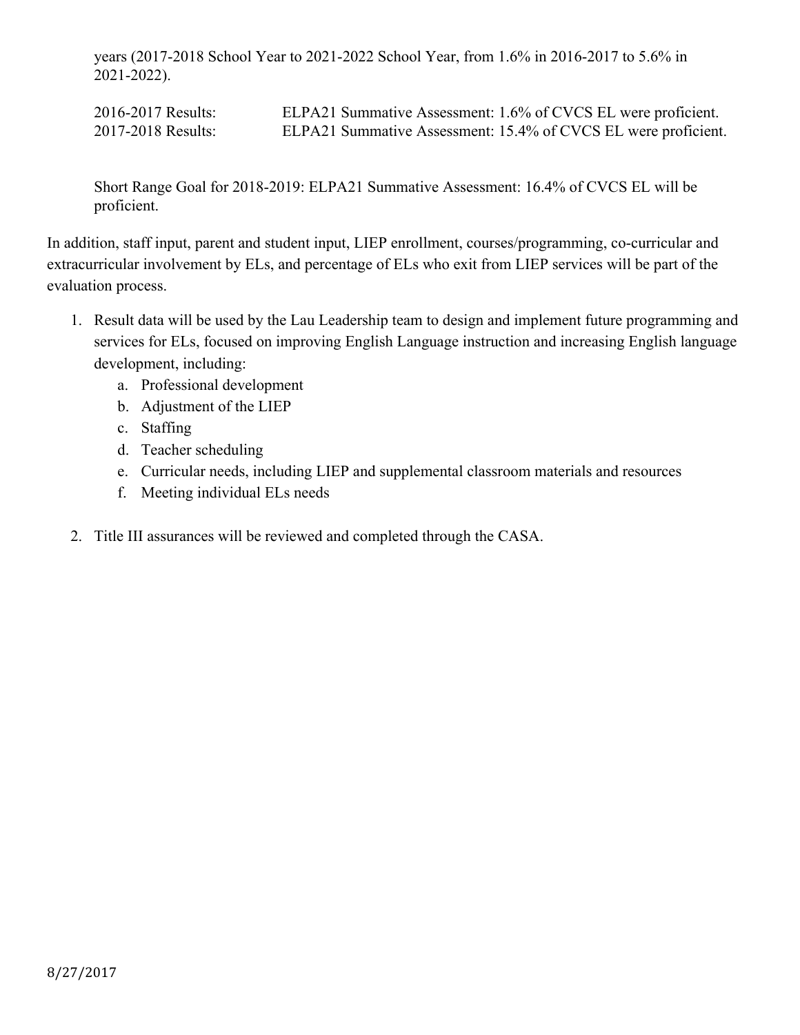years (2017-2018 School Year to 2021-2022 School Year, from 1.6% in 2016-2017 to 5.6% in 2021-2022).

2016-2017 Results: ELPA21 Summative Assessment: 1.6% of CVCS EL were proficient.
2017-2018 Results: ELPA21 Summative Assessment: 15.4% of CVCS EL were proficient.

Short Range Goal for 2018-2019: ELPA21 Summative Assessment: 16.4% of CVCS EL will be proficient.

In addition, staff input, parent and student input, LIEP enrollment, courses/programming, co-curricular and extracurricular involvement by ELs, and percentage of ELs who exit from LIEP services will be part of the evaluation process.

1. Result data will be used by the Lau Leadership team to design and implement future programming and services for ELs, focused on improving English Language instruction and increasing English language development, including:
   a. Professional development
   b. Adjustment of the LIEP
   c. Staffing
   d. Teacher scheduling
   e. Curricular needs, including LIEP and supplemental classroom materials and resources
   f. Meeting individual ELs needs
2. Title III assurances will be reviewed and completed through the CASA.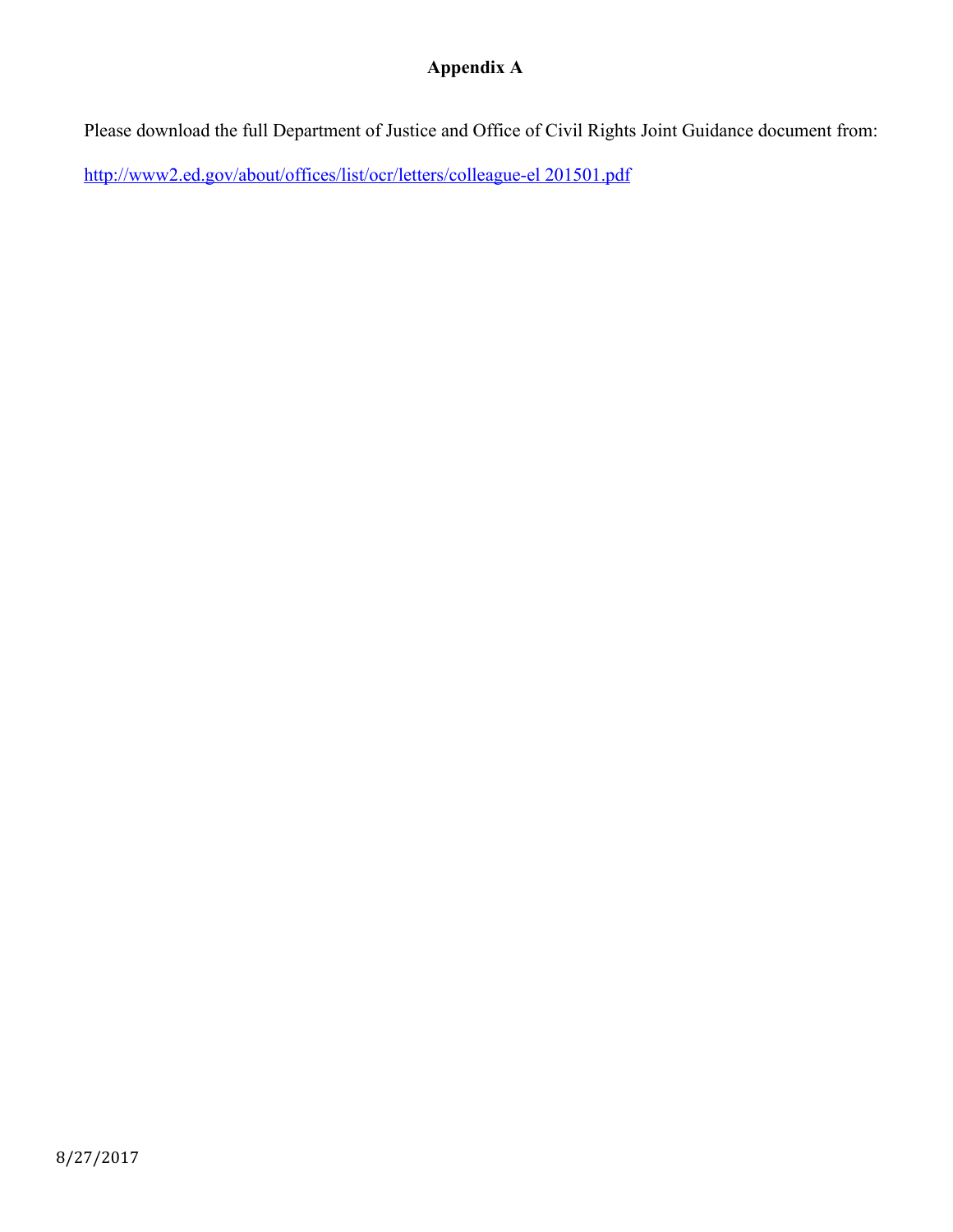# Appendix A

Please download the full Department of Justice and Office of Civil Rights Joint Guidance document from:

http://www2.ed.gov/about/offices/list/ocr/letters/colleague-el 201501.pdf

8/27/2017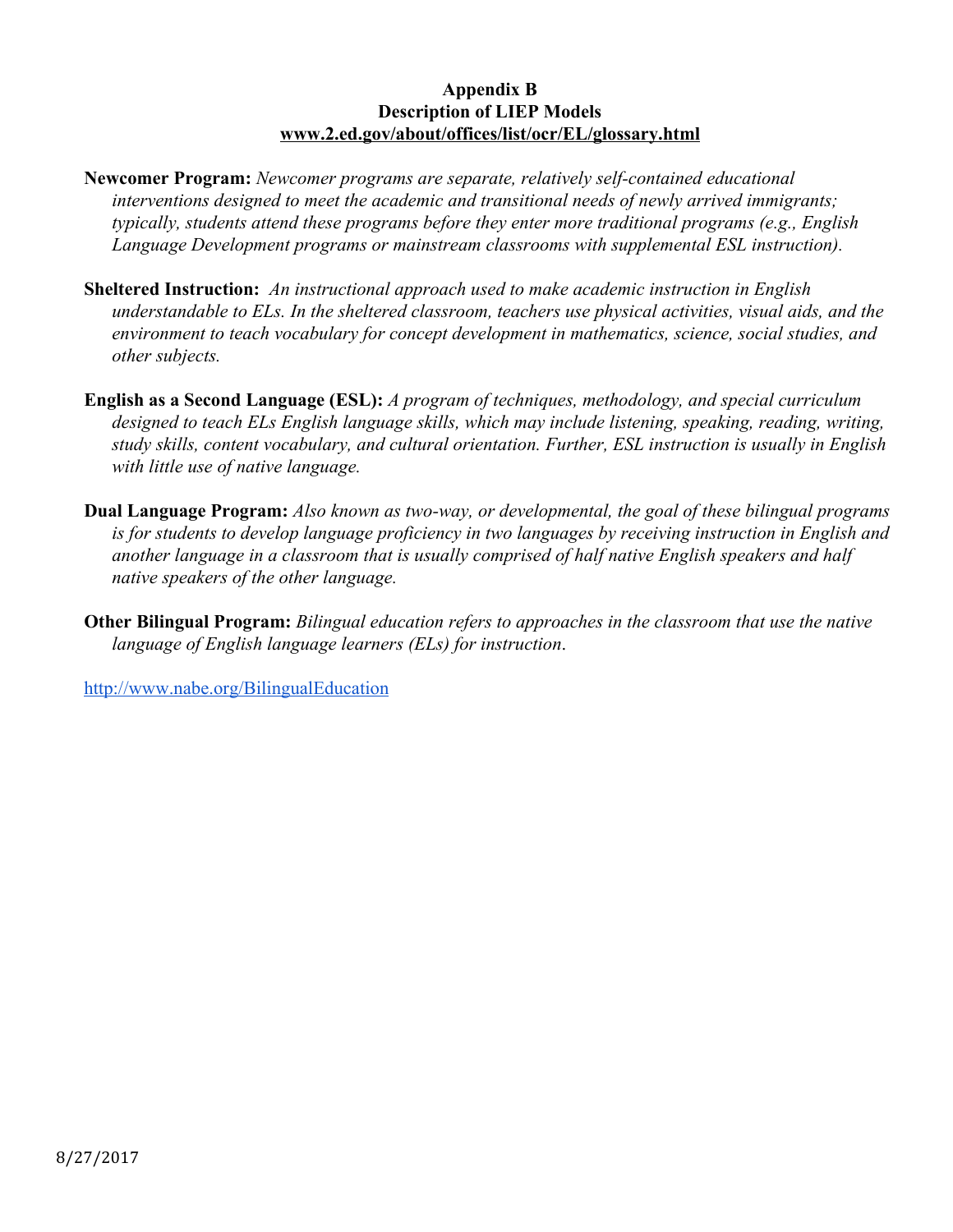# Appendix B
## Description of LIEP Models
**www.2.ed.gov/about/offices/list/ocr/EL/glossary.html**

**Newcomer Program:** *Newcomer programs are separate, relatively self-contained educational interventions designed to meet the academic and transitional needs of newly arrived immigrants; typically, students attend these programs before they enter more traditional programs (e.g., English Language Development programs or mainstream classrooms with supplemental ESL instruction).*

**Sheltered Instruction:** *An instructional approach used to make academic instruction in English understandable to ELs. In the sheltered classroom, teachers use physical activities, visual aids, and the environment to teach vocabulary for concept development in mathematics, science, social studies, and other subjects.*

**English as a Second Language (ESL):** *A program of techniques, methodology, and special curriculum designed to teach ELs English language skills, which may include listening, speaking, reading, writing, study skills, content vocabulary, and cultural orientation. Further, ESL instruction is usually in English with little use of native language.*

**Dual Language Program:** *Also known as two-way, or developmental, the goal of these bilingual programs is for students to develop language proficiency in two languages by receiving instruction in English and another language in a classroom that is usually comprised of half native English speakers and half native speakers of the other language.*

**Other Bilingual Program:** *Bilingual education refers to approaches in the classroom that use the native language of English language learners (ELs) for instruction*.

http://www.nabe.org/BilingualEducation

8/27/2017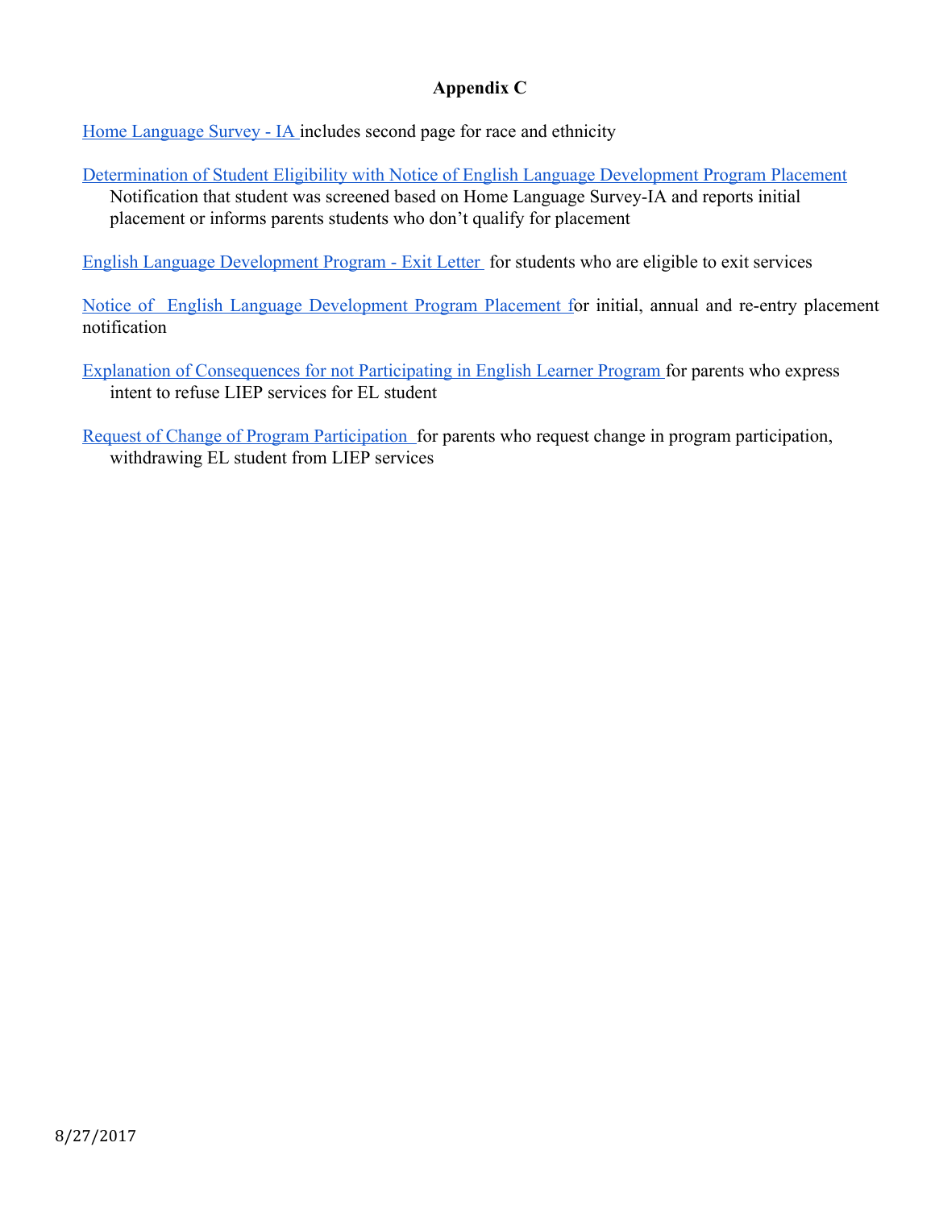## Appendix C

Home Language Survey - IA includes second page for race and ethnicity

Determination of Student Eligibility with Notice of English Language Development Program Placement Notification that student was screened based on Home Language Survey-IA and reports initial placement or informs parents students who don't qualify for placement

English Language Development Program - Exit Letter for students who are eligible to exit services

Notice of English Language Development Program Placement for initial, annual and re-entry placement notification

Explanation of Consequences for not Participating in English Learner Program for parents who express intent to refuse LIEP services for EL student

Request of Change of Program Participation for parents who request change in program participation, withdrawing EL student from LIEP services

8/27/2017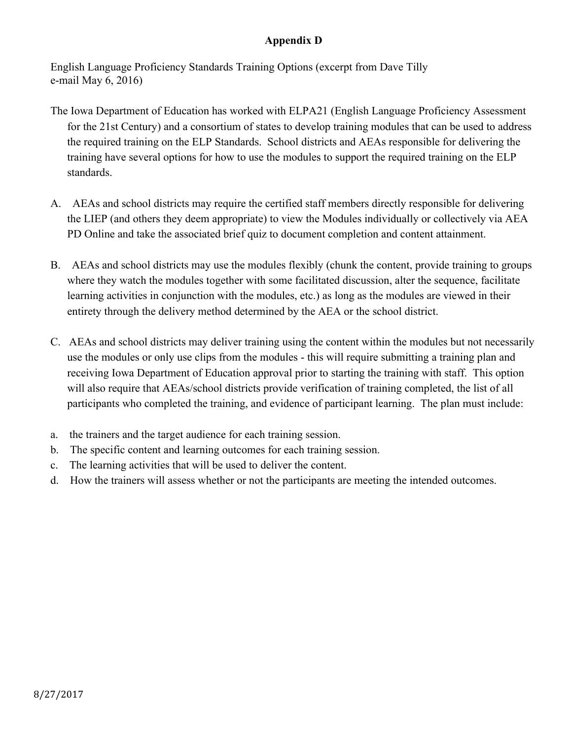# Appendix D

English Language Proficiency Standards Training Options (excerpt from Dave Tilly e-mail May 6, 2016)

The Iowa Department of Education has worked with ELPA21 (English Language Proficiency Assessment for the 21st Century) and a consortium of states to develop training modules that can be used to address the required training on the ELP Standards. School districts and AEAs responsible for delivering the training have several options for how to use the modules to support the required training on the ELP standards.

A. AEAs and school districts may require the certified staff members directly responsible for delivering the LIEP (and others they deem appropriate) to view the Modules individually or collectively via AEA PD Online and take the associated brief quiz to document completion and content attainment.

B. AEAs and school districts may use the modules flexibly (chunk the content, provide training to groups where they watch the modules together with some facilitated discussion, alter the sequence, facilitate learning activities in conjunction with the modules, etc.) as long as the modules are viewed in their entirety through the delivery method determined by the AEA or the school district.

C. AEAs and school districts may deliver training using the content within the modules but not necessarily use the modules or only use clips from the modules - this will require submitting a training plan and receiving Iowa Department of Education approval prior to starting the training with staff. This option will also require that AEAs/school districts provide verification of training completed, the list of all participants who completed the training, and evidence of participant learning. The plan must include:

a. the trainers and the target audience for each training session.
b. The specific content and learning outcomes for each training session.
c. The learning activities that will be used to deliver the content.
d. How the trainers will assess whether or not the participants are meeting the intended outcomes.